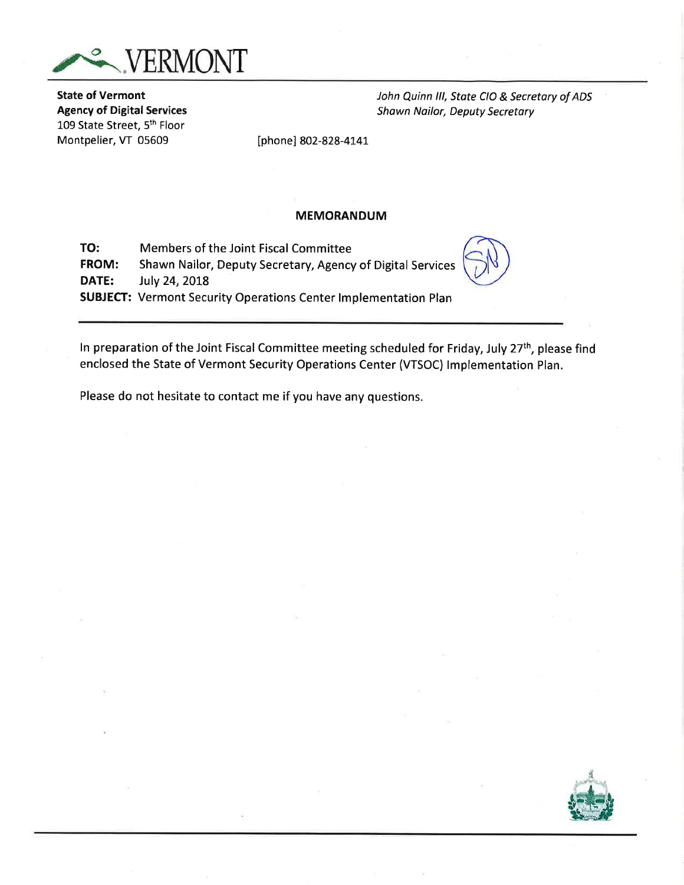VERMONT

**State of Vermont**
**Agency of Digital Services**
109 State Street, 5th Floor
Montpelier, VT 05609

[phone] 802-828-4141

*John Quinn III, State CIO & Secretary of ADS*
*Shawn Nailor, Deputy Secretary*

## MEMORANDUM

**TO:** Members of the Joint Fiscal Committee
**FROM:** Shawn Nailor, Deputy Secretary, Agency of Digital Services
**DATE:** July 24, 2018
**SUBJECT:** Vermont Security Operations Center Implementation Plan

---

In preparation of the Joint Fiscal Committee meeting scheduled for Friday, July 27th, please find enclosed the State of Vermont Security Operations Center (VTSOC) Implementation Plan.

Please do not hesitate to contact me if you have any questions.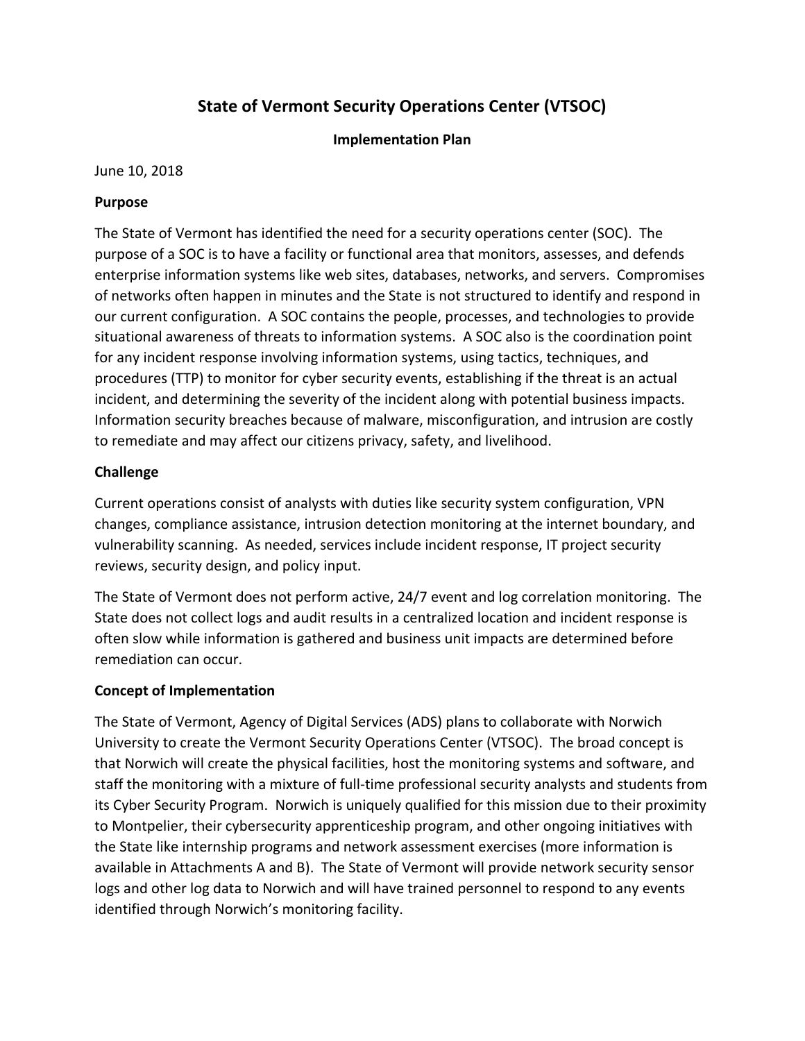# State of Vermont Security Operations Center (VTSOC)

**Implementation Plan**

June 10, 2018

**Purpose**

The State of Vermont has identified the need for a security operations center (SOC). The purpose of a SOC is to have a facility or functional area that monitors, assesses, and defends enterprise information systems like web sites, databases, networks, and servers. Compromises of networks often happen in minutes and the State is not structured to identify and respond in our current configuration. A SOC contains the people, processes, and technologies to provide situational awareness of threats to information systems. A SOC also is the coordination point for any incident response involving information systems, using tactics, techniques, and procedures (TTP) to monitor for cyber security events, establishing if the threat is an actual incident, and determining the severity of the incident along with potential business impacts. Information security breaches because of malware, misconfiguration, and intrusion are costly to remediate and may affect our citizens privacy, safety, and livelihood.

**Challenge**

Current operations consist of analysts with duties like security system configuration, VPN changes, compliance assistance, intrusion detection monitoring at the internet boundary, and vulnerability scanning. As needed, services include incident response, IT project security reviews, security design, and policy input.

The State of Vermont does not perform active, 24/7 event and log correlation monitoring. The State does not collect logs and audit results in a centralized location and incident response is often slow while information is gathered and business unit impacts are determined before remediation can occur.

**Concept of Implementation**

The State of Vermont, Agency of Digital Services (ADS) plans to collaborate with Norwich University to create the Vermont Security Operations Center (VTSOC). The broad concept is that Norwich will create the physical facilities, host the monitoring systems and software, and staff the monitoring with a mixture of full-time professional security analysts and students from its Cyber Security Program. Norwich is uniquely qualified for this mission due to their proximity to Montpelier, their cybersecurity apprenticeship program, and other ongoing initiatives with the State like internship programs and network assessment exercises (more information is available in Attachments A and B). The State of Vermont will provide network security sensor logs and other log data to Norwich and will have trained personnel to respond to any events identified through Norwich's monitoring facility.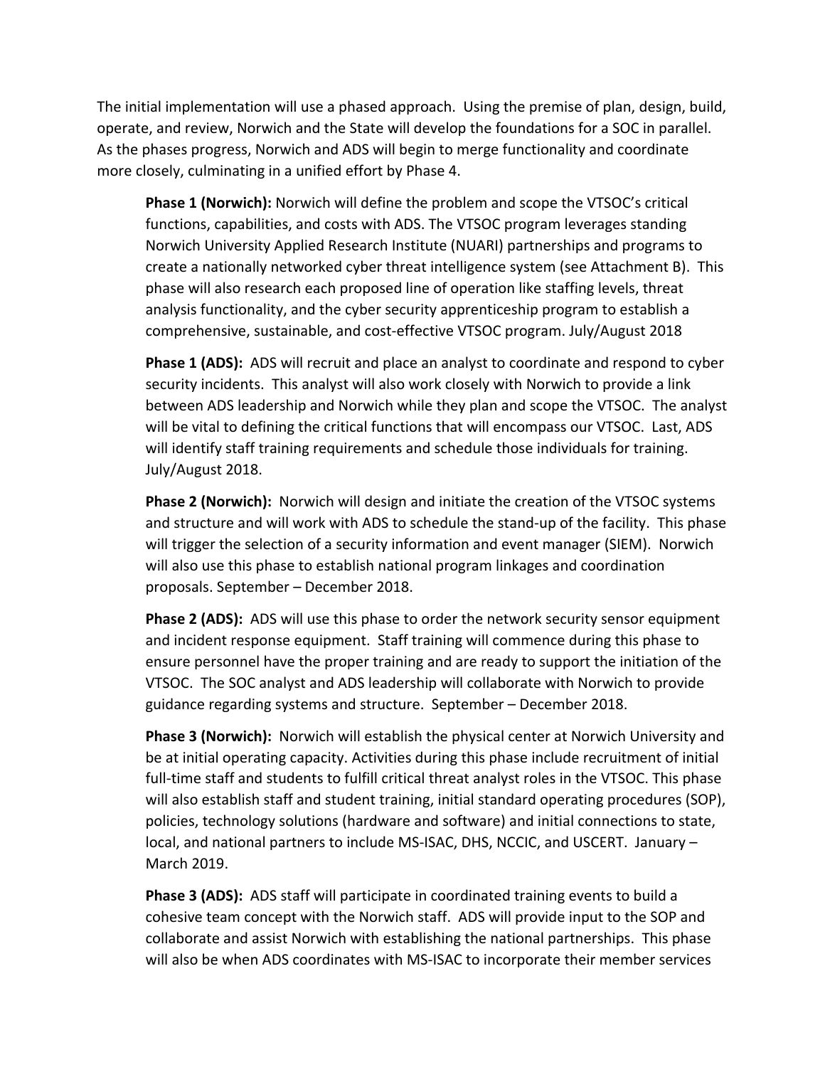The initial implementation will use a phased approach. Using the premise of plan, design, build, operate, and review, Norwich and the State will develop the foundations for a SOC in parallel. As the phases progress, Norwich and ADS will begin to merge functionality and coordinate more closely, culminating in a unified effort by Phase 4.

**Phase 1 (Norwich):** Norwich will define the problem and scope the VTSOC's critical functions, capabilities, and costs with ADS. The VTSOC program leverages standing Norwich University Applied Research Institute (NUARI) partnerships and programs to create a nationally networked cyber threat intelligence system (see Attachment B). This phase will also research each proposed line of operation like staffing levels, threat analysis functionality, and the cyber security apprenticeship program to establish a comprehensive, sustainable, and cost-effective VTSOC program. July/August 2018

**Phase 1 (ADS):** ADS will recruit and place an analyst to coordinate and respond to cyber security incidents. This analyst will also work closely with Norwich to provide a link between ADS leadership and Norwich while they plan and scope the VTSOC. The analyst will be vital to defining the critical functions that will encompass our VTSOC. Last, ADS will identify staff training requirements and schedule those individuals for training. July/August 2018.

**Phase 2 (Norwich):** Norwich will design and initiate the creation of the VTSOC systems and structure and will work with ADS to schedule the stand-up of the facility. This phase will trigger the selection of a security information and event manager (SIEM). Norwich will also use this phase to establish national program linkages and coordination proposals. September – December 2018.

**Phase 2 (ADS):** ADS will use this phase to order the network security sensor equipment and incident response equipment. Staff training will commence during this phase to ensure personnel have the proper training and are ready to support the initiation of the VTSOC. The SOC analyst and ADS leadership will collaborate with Norwich to provide guidance regarding systems and structure. September – December 2018.

**Phase 3 (Norwich):** Norwich will establish the physical center at Norwich University and be at initial operating capacity. Activities during this phase include recruitment of initial full-time staff and students to fulfill critical threat analyst roles in the VTSOC. This phase will also establish staff and student training, initial standard operating procedures (SOP), policies, technology solutions (hardware and software) and initial connections to state, local, and national partners to include MS-ISAC, DHS, NCCIC, and USCERT. January – March 2019.

**Phase 3 (ADS):** ADS staff will participate in coordinated training events to build a cohesive team concept with the Norwich staff. ADS will provide input to the SOP and collaborate and assist Norwich with establishing the national partnerships. This phase will also be when ADS coordinates with MS-ISAC to incorporate their member services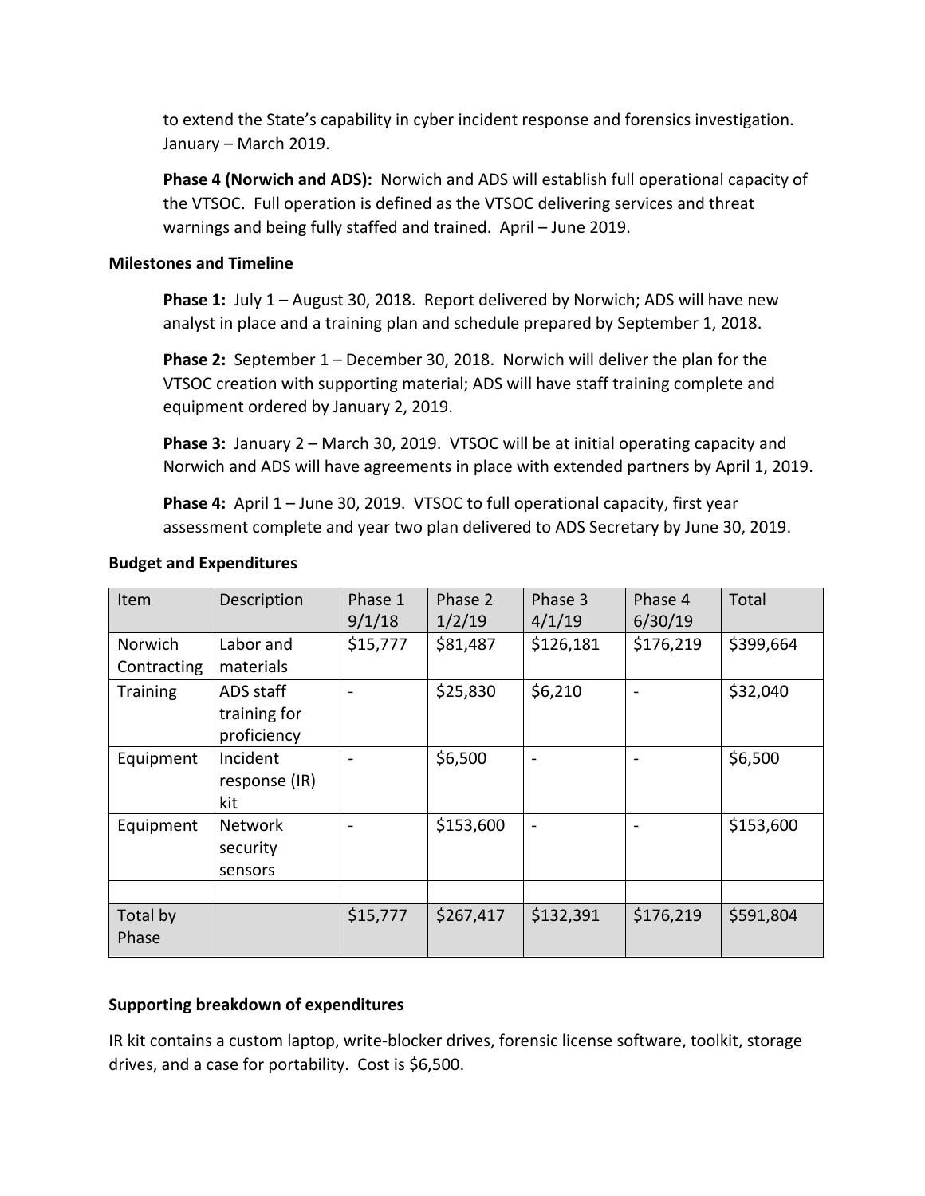to extend the State's capability in cyber incident response and forensics investigation. January – March 2019.

**Phase 4 (Norwich and ADS):** Norwich and ADS will establish full operational capacity of the VTSOC. Full operation is defined as the VTSOC delivering services and threat warnings and being fully staffed and trained. April – June 2019.

**Milestones and Timeline**

**Phase 1:** July 1 – August 30, 2018. Report delivered by Norwich; ADS will have new analyst in place and a training plan and schedule prepared by September 1, 2018.

**Phase 2:** September 1 – December 30, 2018. Norwich will deliver the plan for the VTSOC creation with supporting material; ADS will have staff training complete and equipment ordered by January 2, 2019.

**Phase 3:** January 2 – March 30, 2019. VTSOC will be at initial operating capacity and Norwich and ADS will have agreements in place with extended partners by April 1, 2019.

**Phase 4:** April 1 – June 30, 2019. VTSOC to full operational capacity, first year assessment complete and year two plan delivered to ADS Secretary by June 30, 2019.

**Budget and Expenditures**

| Item | Description | Phase 1 9/1/18 | Phase 2 1/2/19 | Phase 3 4/1/19 | Phase 4 6/30/19 | Total |
|---|---|---|---|---|---|---|
| Norwich Contracting | Labor and materials | $15,777 | $81,487 | $126,181 | $176,219 | $399,664 |
| Training | ADS staff training for proficiency | - | $25,830 | $6,210 | - | $32,040 |
| Equipment | Incident response (IR) kit | - | $6,500 | - | - | $6,500 |
| Equipment | Network security sensors | - | $153,600 | - | - | $153,600 |
| | | | | | | |
| Total by Phase | | $15,777 | $267,417 | $132,391 | $176,219 | $591,804 |

**Supporting breakdown of expenditures**

IR kit contains a custom laptop, write-blocker drives, forensic license software, toolkit, storage drives, and a case for portability. Cost is $6,500.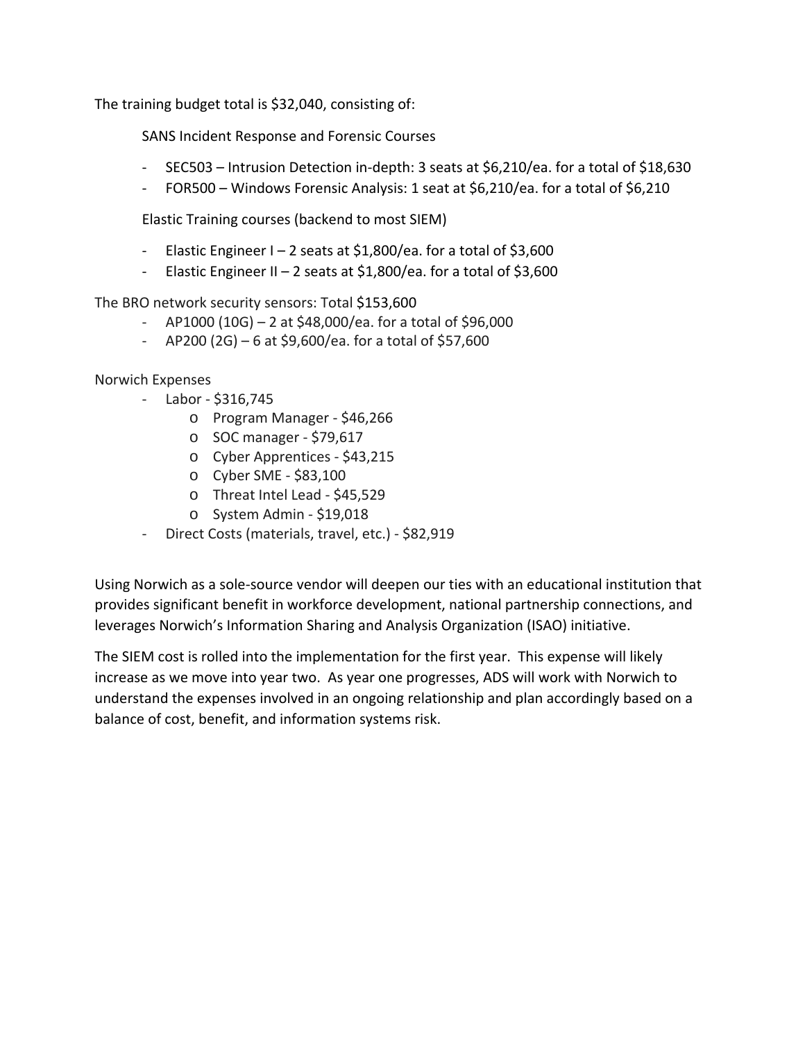The training budget total is $32,040, consisting of:

SANS Incident Response and Forensic Courses

- SEC503 – Intrusion Detection in-depth: 3 seats at $6,210/ea. for a total of $18,630
- FOR500 – Windows Forensic Analysis: 1 seat at $6,210/ea. for a total of $6,210

Elastic Training courses (backend to most SIEM)

- Elastic Engineer I – 2 seats at $1,800/ea. for a total of $3,600
- Elastic Engineer II – 2 seats at $1,800/ea. for a total of $3,600

The BRO network security sensors: Total $153,600

- AP1000 (10G) – 2 at $48,000/ea. for a total of $96,000
- AP200 (2G) – 6 at $9,600/ea. for a total of $57,600

Norwich Expenses

- Labor - $316,745
  - Program Manager - $46,266
  - SOC manager - $79,617
  - Cyber Apprentices - $43,215
  - Cyber SME - $83,100
  - Threat Intel Lead - $45,529
  - System Admin - $19,018
- Direct Costs (materials, travel, etc.) - $82,919

Using Norwich as a sole-source vendor will deepen our ties with an educational institution that provides significant benefit in workforce development, national partnership connections, and leverages Norwich's Information Sharing and Analysis Organization (ISAO) initiative.

The SIEM cost is rolled into the implementation for the first year. This expense will likely increase as we move into year two. As year one progresses, ADS will work with Norwich to understand the expenses involved in an ongoing relationship and plan accordingly based on a balance of cost, benefit, and information systems risk.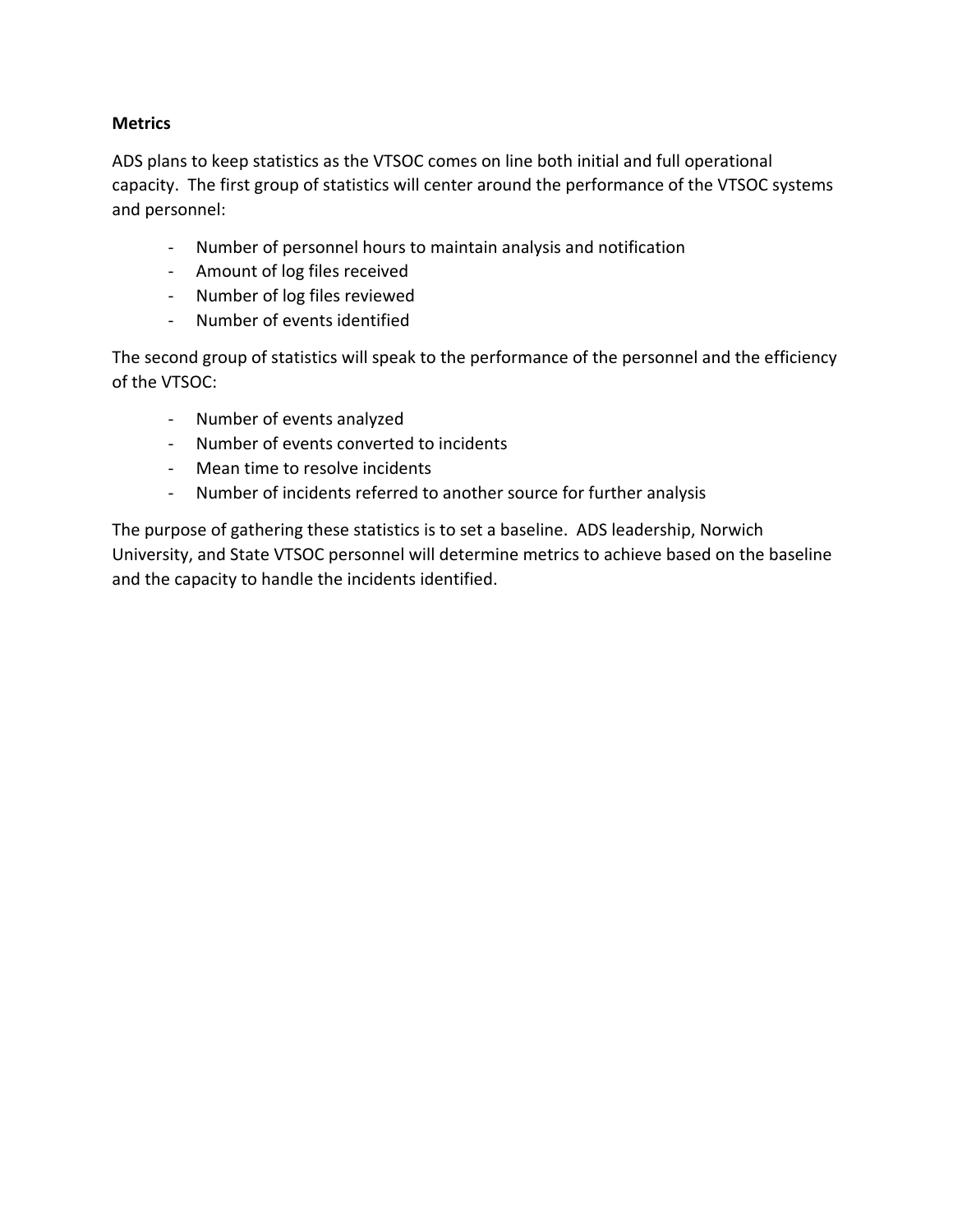**Metrics**

ADS plans to keep statistics as the VTSOC comes on line both initial and full operational capacity. The first group of statistics will center around the performance of the VTSOC systems and personnel:

- Number of personnel hours to maintain analysis and notification
- Amount of log files received
- Number of log files reviewed
- Number of events identified

The second group of statistics will speak to the performance of the personnel and the efficiency of the VTSOC:

- Number of events analyzed
- Number of events converted to incidents
- Mean time to resolve incidents
- Number of incidents referred to another source for further analysis

The purpose of gathering these statistics is to set a baseline. ADS leadership, Norwich University, and State VTSOC personnel will determine metrics to achieve based on the baseline and the capacity to handle the incidents identified.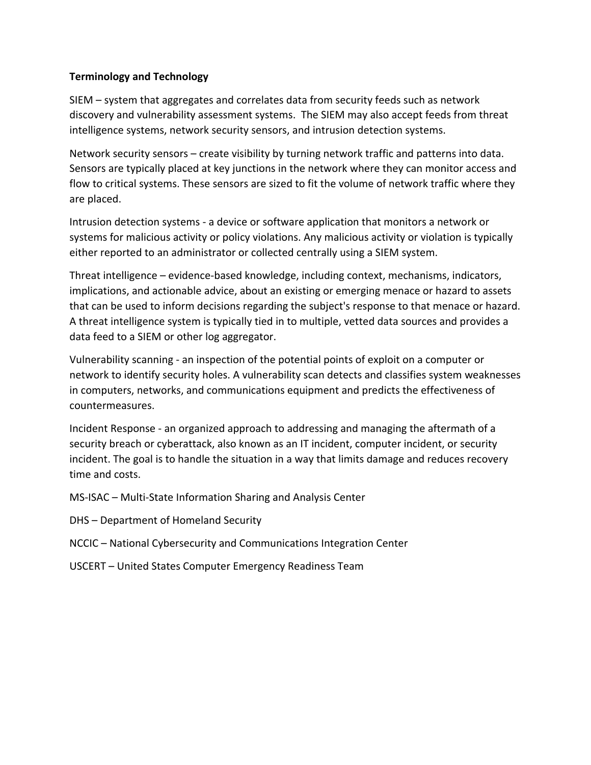**Terminology and Technology**

SIEM – system that aggregates and correlates data from security feeds such as network discovery and vulnerability assessment systems. The SIEM may also accept feeds from threat intelligence systems, network security sensors, and intrusion detection systems.

Network security sensors – create visibility by turning network traffic and patterns into data. Sensors are typically placed at key junctions in the network where they can monitor access and flow to critical systems. These sensors are sized to fit the volume of network traffic where they are placed.

Intrusion detection systems - a device or software application that monitors a network or systems for malicious activity or policy violations. Any malicious activity or violation is typically either reported to an administrator or collected centrally using a SIEM system.

Threat intelligence – evidence-based knowledge, including context, mechanisms, indicators, implications, and actionable advice, about an existing or emerging menace or hazard to assets that can be used to inform decisions regarding the subject's response to that menace or hazard. A threat intelligence system is typically tied in to multiple, vetted data sources and provides a data feed to a SIEM or other log aggregator.

Vulnerability scanning - an inspection of the potential points of exploit on a computer or network to identify security holes. A vulnerability scan detects and classifies system weaknesses in computers, networks, and communications equipment and predicts the effectiveness of countermeasures.

Incident Response - an organized approach to addressing and managing the aftermath of a security breach or cyberattack, also known as an IT incident, computer incident, or security incident. The goal is to handle the situation in a way that limits damage and reduces recovery time and costs.

MS-ISAC – Multi-State Information Sharing and Analysis Center

DHS – Department of Homeland Security

NCCIC – National Cybersecurity and Communications Integration Center

USCERT – United States Computer Emergency Readiness Team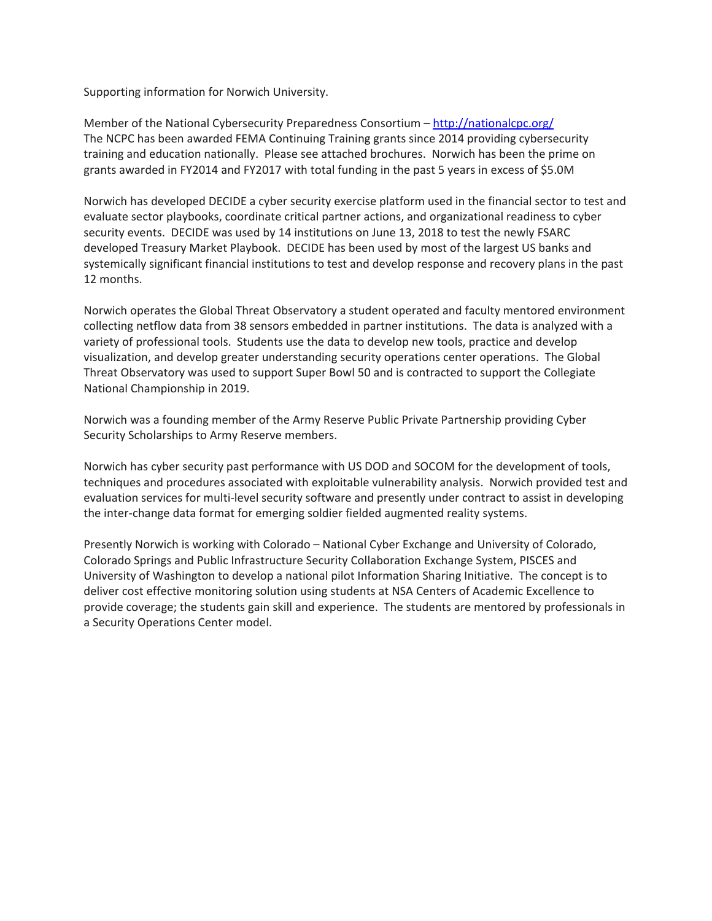Supporting information for Norwich University.

Member of the National Cybersecurity Preparedness Consortium – http://nationalcpc.org/
The NCPC has been awarded FEMA Continuing Training grants since 2014 providing cybersecurity training and education nationally. Please see attached brochures. Norwich has been the prime on grants awarded in FY2014 and FY2017 with total funding in the past 5 years in excess of $5.0M

Norwich has developed DECIDE a cyber security exercise platform used in the financial sector to test and evaluate sector playbooks, coordinate critical partner actions, and organizational readiness to cyber security events. DECIDE was used by 14 institutions on June 13, 2018 to test the newly FSARC developed Treasury Market Playbook. DECIDE has been used by most of the largest US banks and systemically significant financial institutions to test and develop response and recovery plans in the past 12 months.

Norwich operates the Global Threat Observatory a student operated and faculty mentored environment collecting netflow data from 38 sensors embedded in partner institutions. The data is analyzed with a variety of professional tools. Students use the data to develop new tools, practice and develop visualization, and develop greater understanding security operations center operations. The Global Threat Observatory was used to support Super Bowl 50 and is contracted to support the Collegiate National Championship in 2019.

Norwich was a founding member of the Army Reserve Public Private Partnership providing Cyber Security Scholarships to Army Reserve members.

Norwich has cyber security past performance with US DOD and SOCOM for the development of tools, techniques and procedures associated with exploitable vulnerability analysis. Norwich provided test and evaluation services for multi-level security software and presently under contract to assist in developing the inter-change data format for emerging soldier fielded augmented reality systems.

Presently Norwich is working with Colorado – National Cyber Exchange and University of Colorado, Colorado Springs and Public Infrastructure Security Collaboration Exchange System, PISCES and University of Washington to develop a national pilot Information Sharing Initiative. The concept is to deliver cost effective monitoring solution using students at NSA Centers of Academic Excellence to provide coverage; the students gain skill and experience. The students are mentored by professionals in a Security Operations Center model.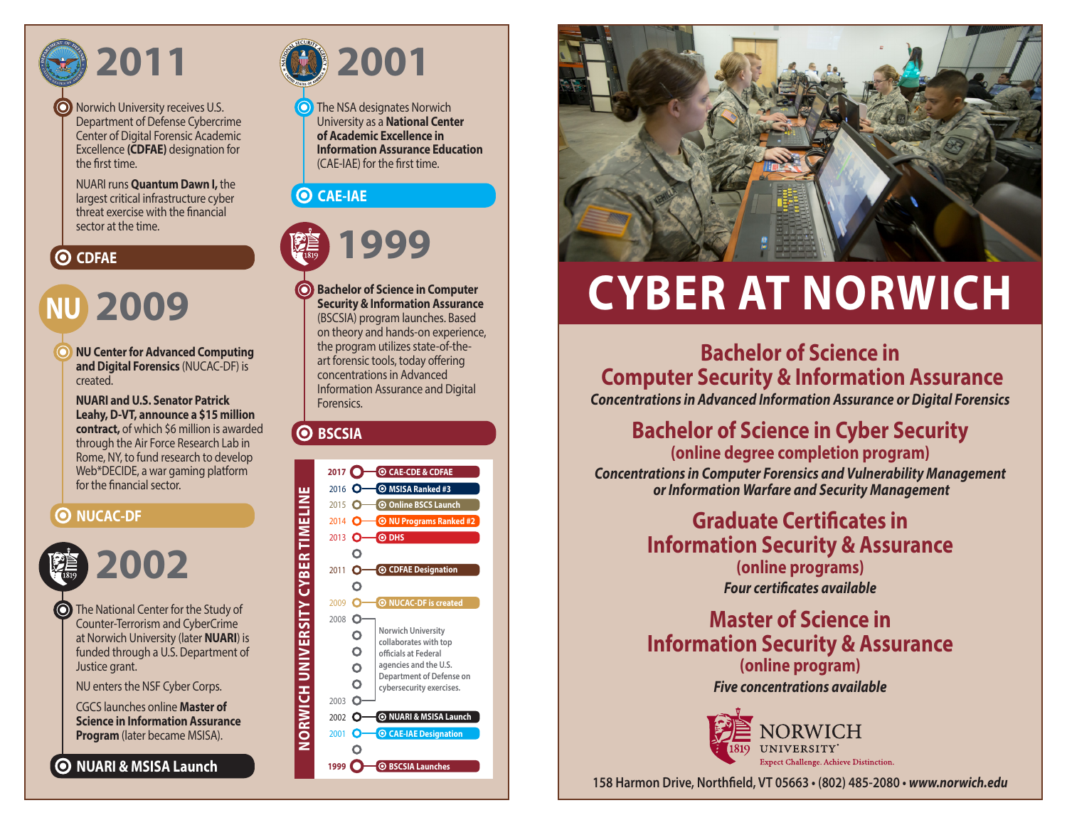# 2011

Norwich University receives U.S. Department of Defense Cybercrime Center of Digital Forensic Academic Excellence **(CDFAE)** designation for the first time.

NUARI runs **Quantum Dawn I,** the largest critical infrastructure cyber threat exercise with the financial sector at the time.

**CDFAE**

# 2009

**NU Center for Advanced Computing and Digital Forensics** (NUCAC-DF) is created.

**NUARI and U.S. Senator Patrick Leahy, D-VT, announce a $15 million contract,** of which $6 million is awarded through the Air Force Research Lab in Rome, NY, to fund research to develop Web*DECIDE, a war gaming platform for the financial sector.

**NUCAC-DF**

# 2002

The National Center for the Study of Counter-Terrorism and CyberCrime at Norwich University (later **NUARI**) is funded through a U.S. Department of Justice grant.

NU enters the NSF Cyber Corps.

CGCS launches online **Master of Science in Information Assurance Program** (later became MSISA).

**NUARI & MSISA Launch**

# 2001

The NSA designates Norwich University as a **National Center of Academic Excellence in Information Assurance Education** (CAE-IAE) for the first time.

**CAE-IAE**

# 1999

**Bachelor of Science in Computer Security & Information Assurance** (BSCSIA) program launches. Based on theory and hands-on experience, the program utilizes state-of-the-art forensic tools, today offering concentrations in Advanced Information Assurance and Digital Forensics.

**BSCSIA**

## NORWICH UNIVERSITY CYBER TIMELINE

- **2017** – CAE-CDE & CDFAE
- 2016 – MSISA Ranked #3
- 2015 – Online BSCS Launch
- 2014 – NU Programs Ranked #2
- 2013 – DHS
- 2011 – CDFAE Designation
- 2009 – NUCAC-DF is created
- 2008–2003 – Norwich University collaborates with top officials at Federal agencies and the U.S. Department of Defense on cybersecurity exercises.
- 2002 – NUARI & MSISA Launch
- 2001 – CAE-IAE Designation
- **1999** – BSCSIA Launches

# CYBER AT NORWICH

## Bachelor of Science in Computer Security & Information Assurance

*Concentrations in Advanced Information Assurance or Digital Forensics*

## Bachelor of Science in Cyber Security

**(online degree completion program)**

*Concentrations in Computer Forensics and Vulnerability Management or Information Warfare and Security Management*

## Graduate Certificates in Information Security & Assurance

**(online programs)**

*Four certificates available*

## Master of Science in Information Security & Assurance

**(online program)**

*Five concentrations available*

NORWICH UNIVERSITY
Expect Challenge. Achieve Distinction.

158 Harmon Drive, Northfield, VT 05663 • (802) 485-2080 • *www.norwich.edu*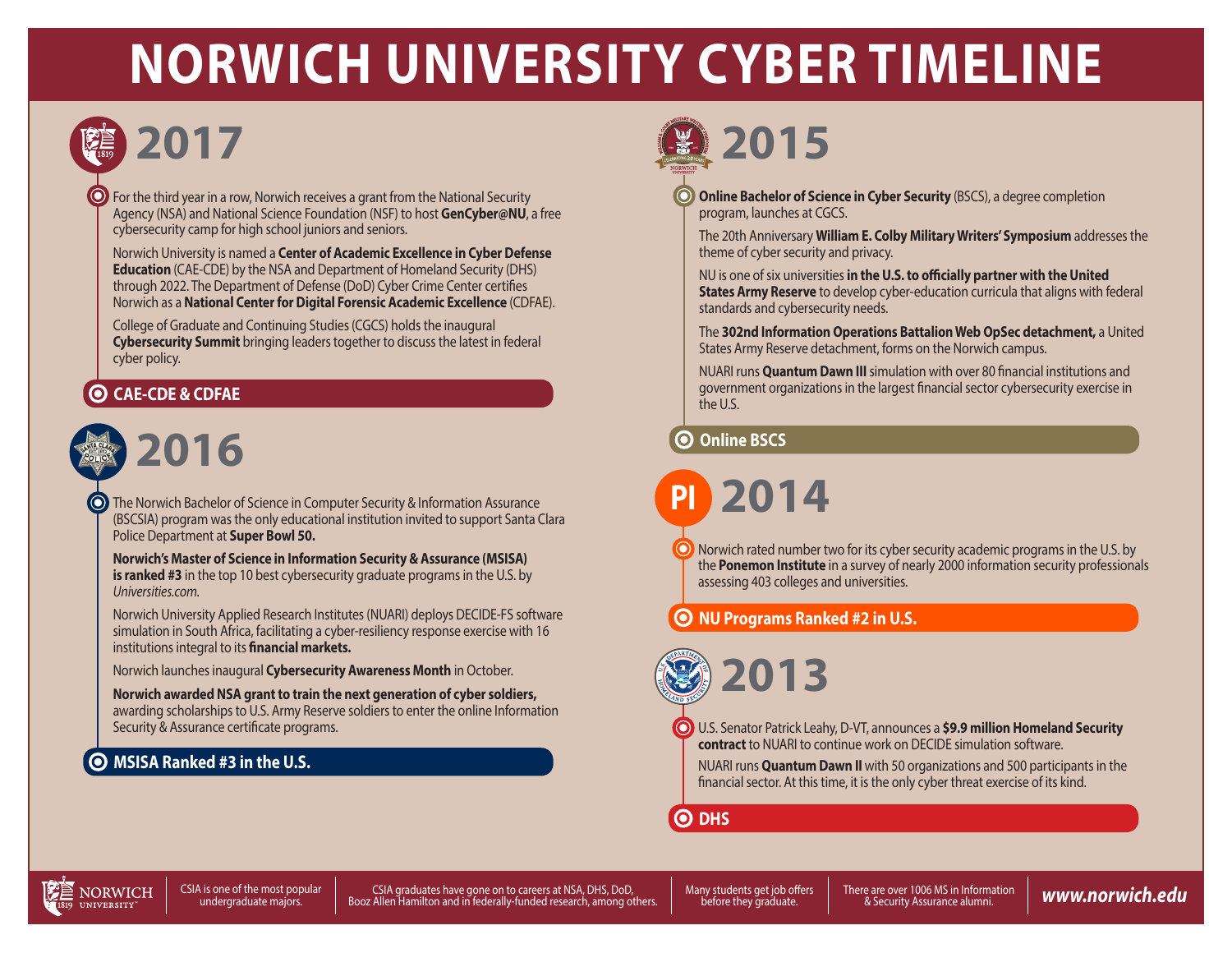# NORWICH UNIVERSITY CYBER TIMELINE

## 2017

For the third year in a row, Norwich receives a grant from the National Security Agency (NSA) and National Science Foundation (NSF) to host **GenCyber@NU**, a free cybersecurity camp for high school juniors and seniors.

Norwich University is named a **Center of Academic Excellence in Cyber Defense Education** (CAE-CDE) by the NSA and Department of Homeland Security (DHS) through 2022. The Department of Defense (DoD) Cyber Crime Center certifies Norwich as a **National Center for Digital Forensic Academic Excellence** (CDFAE).

College of Graduate and Continuing Studies (CGCS) holds the inaugural **Cybersecurity Summit** bringing leaders together to discuss the latest in federal cyber policy.

**CAE-CDE & CDFAE**

## 2016

The Norwich Bachelor of Science in Computer Security & Information Assurance (BSCSIA) program was the only educational institution invited to support Santa Clara Police Department at **Super Bowl 50.**

**Norwich's Master of Science in Information Security & Assurance (MSISA) is ranked #3** in the top 10 best cybersecurity graduate programs in the U.S. by *Universities.com.*

Norwich University Applied Research Institutes (NUARI) deploys DECIDE-FS software simulation in South Africa, facilitating a cyber-resiliency response exercise with 16 institutions integral to its **financial markets.**

Norwich launches inaugural **Cybersecurity Awareness Month** in October.

**Norwich awarded NSA grant to train the next generation of cyber soldiers,** awarding scholarships to U.S. Army Reserve soldiers to enter the online Information Security & Assurance certificate programs.

**MSISA Ranked #3 in the U.S.**

## 2015

**Online Bachelor of Science in Cyber Security** (BSCS), a degree completion program, launches at CGCS.

The 20th Anniversary **William E. Colby Military Writers' Symposium** addresses the theme of cyber security and privacy.

NU is one of six universities **in the U.S. to officially partner with the United States Army Reserve** to develop cyber-education curricula that aligns with federal standards and cybersecurity needs.

The **302nd Information Operations Battalion Web OpSec detachment,** a United States Army Reserve detachment, forms on the Norwich campus.

NUARI runs **Quantum Dawn III** simulation with over 80 financial institutions and government organizations in the largest financial sector cybersecurity exercise in the U.S.

**Online BSCS**

## 2014

Norwich rated number two for its cyber security academic programs in the U.S. by the **Ponemon Institute** in a survey of nearly 2000 information security professionals assessing 403 colleges and universities.

**NU Programs Ranked #2 in U.S.**

## 2013

U.S. Senator Patrick Leahy, D-VT, announces a **$9.9 million Homeland Security contract** to NUARI to continue work on DECIDE simulation software.

NUARI runs **Quantum Dawn II** with 50 organizations and 500 participants in the financial sector. At this time, it is the only cyber threat exercise of its kind.

**DHS**

---

NORWICH UNIVERSITY

CSIA is one of the most popular undergraduate majors.

CSIA graduates have gone on to careers at NSA, DHS, DoD, Booz Allen Hamilton and in federally-funded research, among others.

Many students get job offers before they graduate.

There are over 1006 MS in Information & Security Assurance alumni.

**www.norwich.edu**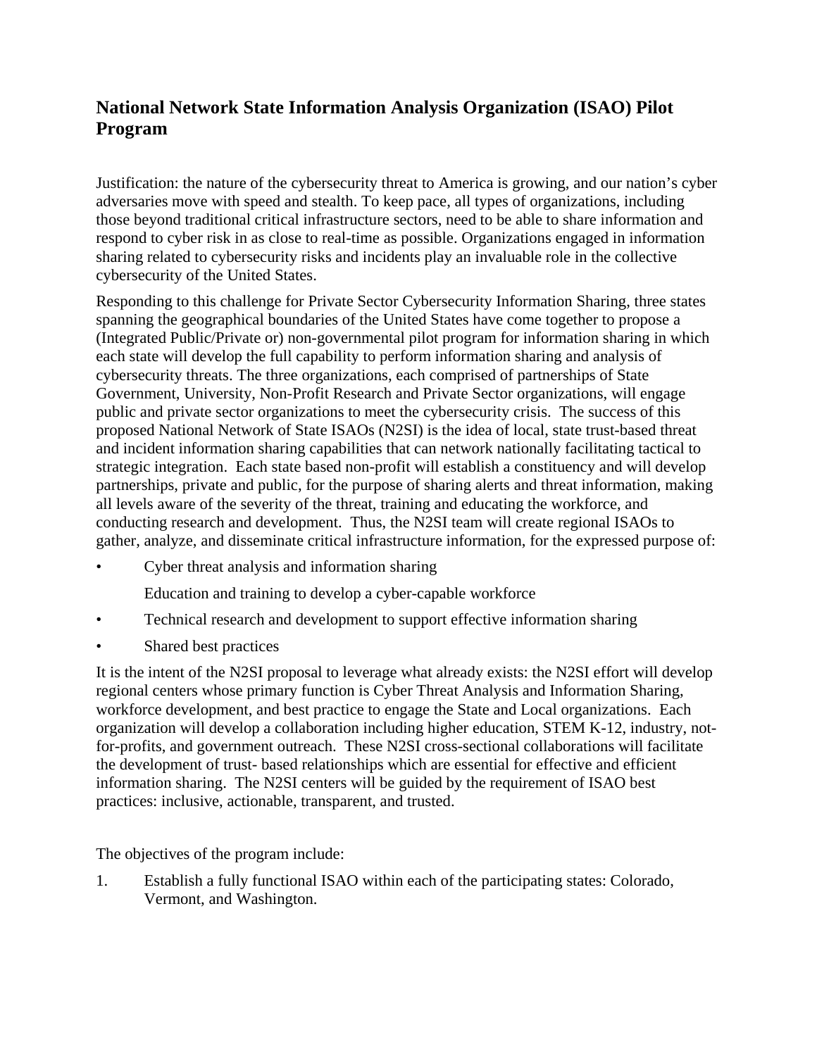## National Network State Information Analysis Organization (ISAO) Pilot Program

Justification: the nature of the cybersecurity threat to America is growing, and our nation's cyber adversaries move with speed and stealth. To keep pace, all types of organizations, including those beyond traditional critical infrastructure sectors, need to be able to share information and respond to cyber risk in as close to real-time as possible. Organizations engaged in information sharing related to cybersecurity risks and incidents play an invaluable role in the collective cybersecurity of the United States.

Responding to this challenge for Private Sector Cybersecurity Information Sharing, three states spanning the geographical boundaries of the United States have come together to propose a (Integrated Public/Private or) non-governmental pilot program for information sharing in which each state will develop the full capability to perform information sharing and analysis of cybersecurity threats. The three organizations, each comprised of partnerships of State Government, University, Non-Profit Research and Private Sector organizations, will engage public and private sector organizations to meet the cybersecurity crisis. The success of this proposed National Network of State ISAOs (N2SI) is the idea of local, state trust-based threat and incident information sharing capabilities that can network nationally facilitating tactical to strategic integration. Each state based non-profit will establish a constituency and will develop partnerships, private and public, for the purpose of sharing alerts and threat information, making all levels aware of the severity of the threat, training and educating the workforce, and conducting research and development. Thus, the N2SI team will create regional ISAOs to gather, analyze, and disseminate critical infrastructure information, for the expressed purpose of:

- Cyber threat analysis and information sharing
- Education and training to develop a cyber-capable workforce
- Technical research and development to support effective information sharing
- Shared best practices

It is the intent of the N2SI proposal to leverage what already exists: the N2SI effort will develop regional centers whose primary function is Cyber Threat Analysis and Information Sharing, workforce development, and best practice to engage the State and Local organizations. Each organization will develop a collaboration including higher education, STEM K-12, industry, not-for-profits, and government outreach. These N2SI cross-sectional collaborations will facilitate the development of trust- based relationships which are essential for effective and efficient information sharing. The N2SI centers will be guided by the requirement of ISAO best practices: inclusive, actionable, transparent, and trusted.

The objectives of the program include:

1. Establish a fully functional ISAO within each of the participating states: Colorado, Vermont, and Washington.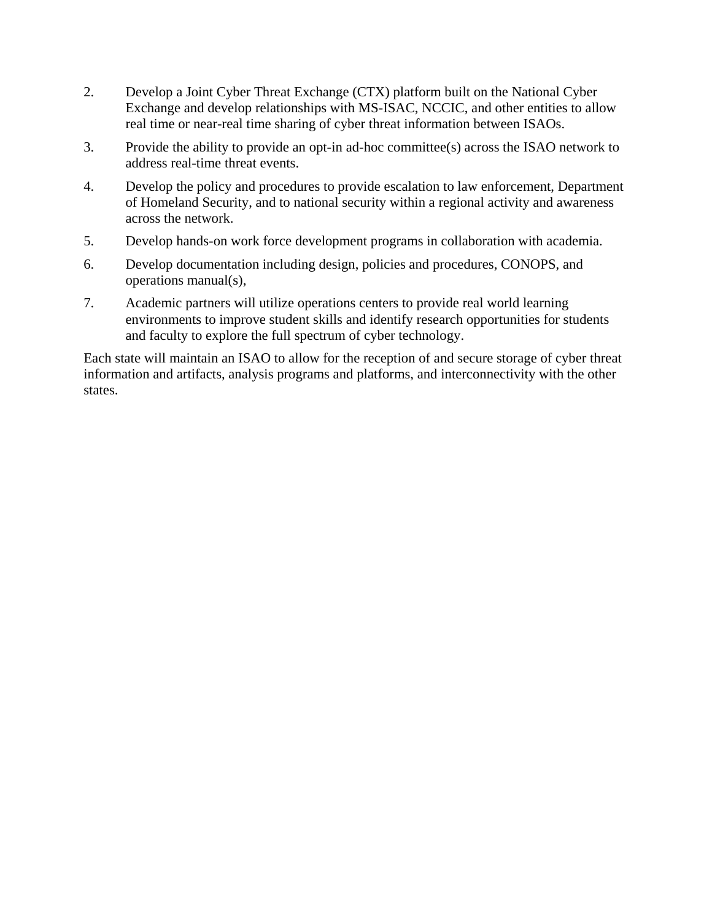2. Develop a Joint Cyber Threat Exchange (CTX) platform built on the National Cyber Exchange and develop relationships with MS-ISAC, NCCIC, and other entities to allow real time or near-real time sharing of cyber threat information between ISAOs.
3. Provide the ability to provide an opt-in ad-hoc committee(s) across the ISAO network to address real-time threat events.
4. Develop the policy and procedures to provide escalation to law enforcement, Department of Homeland Security, and to national security within a regional activity and awareness across the network.
5. Develop hands-on work force development programs in collaboration with academia.
6. Develop documentation including design, policies and procedures, CONOPS, and operations manual(s),
7. Academic partners will utilize operations centers to provide real world learning environments to improve student skills and identify research opportunities for students and faculty to explore the full spectrum of cyber technology.

Each state will maintain an ISAO to allow for the reception of and secure storage of cyber threat information and artifacts, analysis programs and platforms, and interconnectivity with the other states.